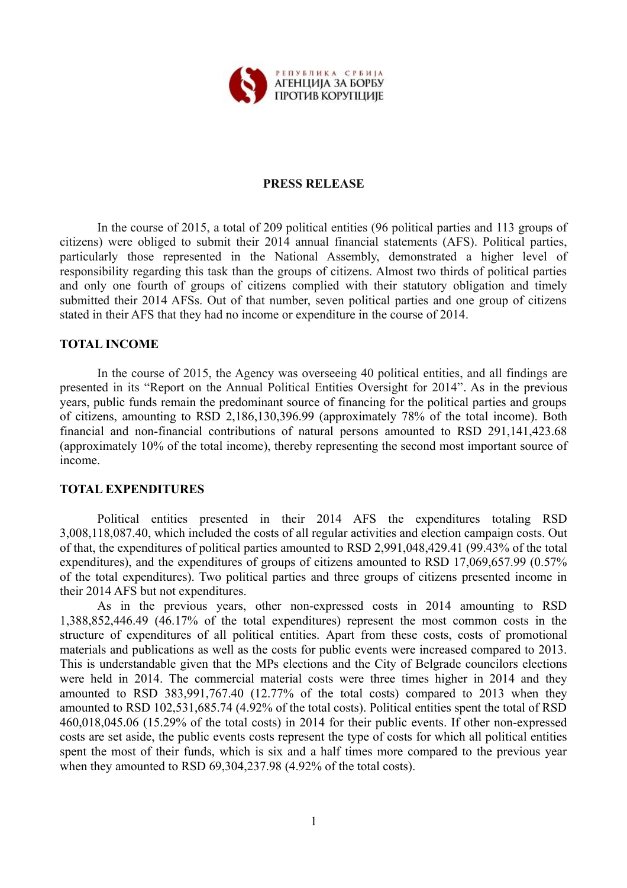РЕПУБЛИКА СРБИЈА
АГЕНЦИЈА ЗА БОРБУ
ПРОТИВ КОРУПЦИЈЕ

# PRESS RELEASE

In the course of 2015, a total of 209 political entities (96 political parties and 113 groups of citizens) were obliged to submit their 2014 annual financial statements (AFS). Political parties, particularly those represented in the National Assembly, demonstrated a higher level of responsibility regarding this task than the groups of citizens. Almost two thirds of political parties and only one fourth of groups of citizens complied with their statutory obligation and timely submitted their 2014 AFSs. Out of that number, seven political parties and one group of citizens stated in their AFS that they had no income or expenditure in the course of 2014.

## TOTAL INCOME

In the course of 2015, the Agency was overseeing 40 political entities, and all findings are presented in its "Report on the Annual Political Entities Oversight for 2014". As in the previous years, public funds remain the predominant source of financing for the political parties and groups of citizens, amounting to RSD 2,186,130,396.99 (approximately 78% of the total income). Both financial and non-financial contributions of natural persons amounted to RSD 291,141,423.68 (approximately 10% of the total income), thereby representing the second most important source of income.

## TOTAL EXPENDITURES

Political entities presented in their 2014 AFS the expenditures totaling RSD 3,008,118,087.40, which included the costs of all regular activities and election campaign costs. Out of that, the expenditures of political parties amounted to RSD 2,991,048,429.41 (99.43% of the total expenditures), and the expenditures of groups of citizens amounted to RSD 17,069,657.99 (0.57% of the total expenditures). Two political parties and three groups of citizens presented income in their 2014 AFS but not expenditures.

As in the previous years, other non-expressed costs in 2014 amounting to RSD 1,388,852,446.49 (46.17% of the total expenditures) represent the most common costs in the structure of expenditures of all political entities. Apart from these costs, costs of promotional materials and publications as well as the costs for public events were increased compared to 2013. This is understandable given that the MPs elections and the City of Belgrade councilors elections were held in 2014. The commercial material costs were three times higher in 2014 and they amounted to RSD 383,991,767.40 (12.77% of the total costs) compared to 2013 when they amounted to RSD 102,531,685.74 (4.92% of the total costs). Political entities spent the total of RSD 460,018,045.06 (15.29% of the total costs) in 2014 for their public events. If other non-expressed costs are set aside, the public events costs represent the type of costs for which all political entities spent the most of their funds, which is six and a half times more compared to the previous year when they amounted to RSD 69,304,237.98 (4.92% of the total costs).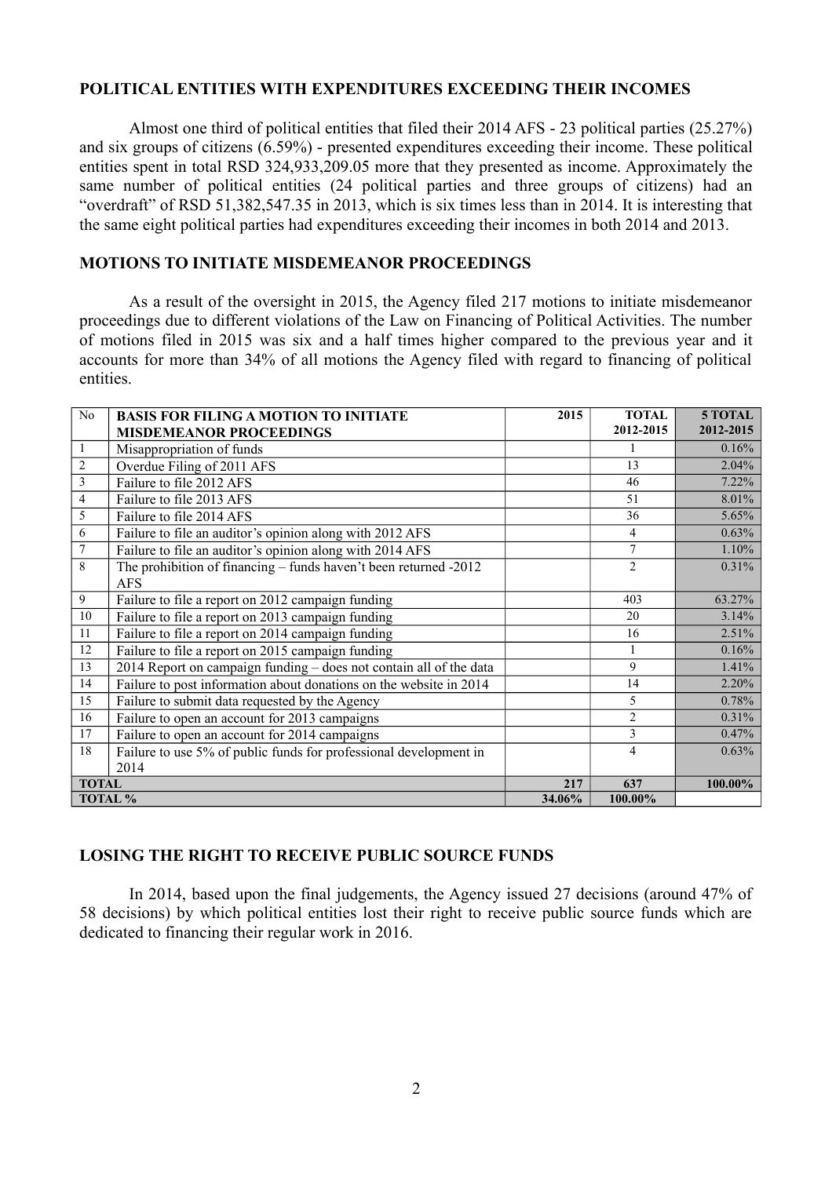## POLITICAL ENTITIES WITH EXPENDITURES EXCEEDING THEIR INCOMES

Almost one third of political entities that filed their 2014 AFS - 23 political parties (25.27%) and six groups of citizens (6.59%) - presented expenditures exceeding their income. These political entities spent in total RSD 324,933,209.05 more that they presented as income. Approximately the same number of political entities (24 political parties and three groups of citizens) had an "overdraft" of RSD 51,382,547.35 in 2013, which is six times less than in 2014. It is interesting that the same eight political parties had expenditures exceeding their incomes in both 2014 and 2013.

## MOTIONS TO INITIATE MISDEMEANOR PROCEEDINGS

As a result of the oversight in 2015, the Agency filed 217 motions to initiate misdemeanor proceedings due to different violations of the Law on Financing of Political Activities. The number of motions filed in 2015 was six and a half times higher compared to the previous year and it accounts for more than 34% of all motions the Agency filed with regard to financing of political entities.

| No | BASIS FOR FILING A MOTION TO INITIATE MISDEMEANOR PROCEEDINGS | 2015 | TOTAL 2012-2015 | 5 TOTAL 2012-2015 |
|---|---|---|---|---|
| 1 | Misappropriation of funds | | 1 | 0.16% |
| 2 | Overdue Filing of 2011 AFS | | 13 | 2.04% |
| 3 | Failure to file 2012 AFS | | 46 | 7.22% |
| 4 | Failure to file 2013 AFS | | 51 | 8.01% |
| 5 | Failure to file 2014 AFS | | 36 | 5.65% |
| 6 | Failure to file an auditor's opinion along with 2012 AFS | | 4 | 0.63% |
| 7 | Failure to file an auditor's opinion along with 2014 AFS | | 7 | 1.10% |
| 8 | The prohibition of financing – funds haven't been returned -2012 AFS | | 2 | 0.31% |
| 9 | Failure to file a report on 2012 campaign funding | | 403 | 63.27% |
| 10 | Failure to file a report on 2013 campaign funding | | 20 | 3.14% |
| 11 | Failure to file a report on 2014 campaign funding | | 16 | 2.51% |
| 12 | Failure to file a report on 2015 campaign funding | | 1 | 0.16% |
| 13 | 2014 Report on campaign funding – does not contain all of the data | | 9 | 1.41% |
| 14 | Failure to post information about donations on the website in 2014 | | 14 | 2.20% |
| 15 | Failure to submit data requested by the Agency | | 5 | 0.78% |
| 16 | Failure to open an account for 2013 campaigns | | 2 | 0.31% |
| 17 | Failure to open an account for 2014 campaigns | | 3 | 0.47% |
| 18 | Failure to use 5% of public funds for professional development in 2014 | | 4 | 0.63% |
| **TOTAL** | | **217** | **637** | **100.00%** |
| **TOTAL %** | | **34.06%** | **100.00%** | |

## LOSING THE RIGHT TO RECEIVE PUBLIC SOURCE FUNDS

In 2014, based upon the final judgements, the Agency issued 27 decisions (around 47% of 58 decisions) by which political entities lost their right to receive public source funds which are dedicated to financing their regular work in 2016.